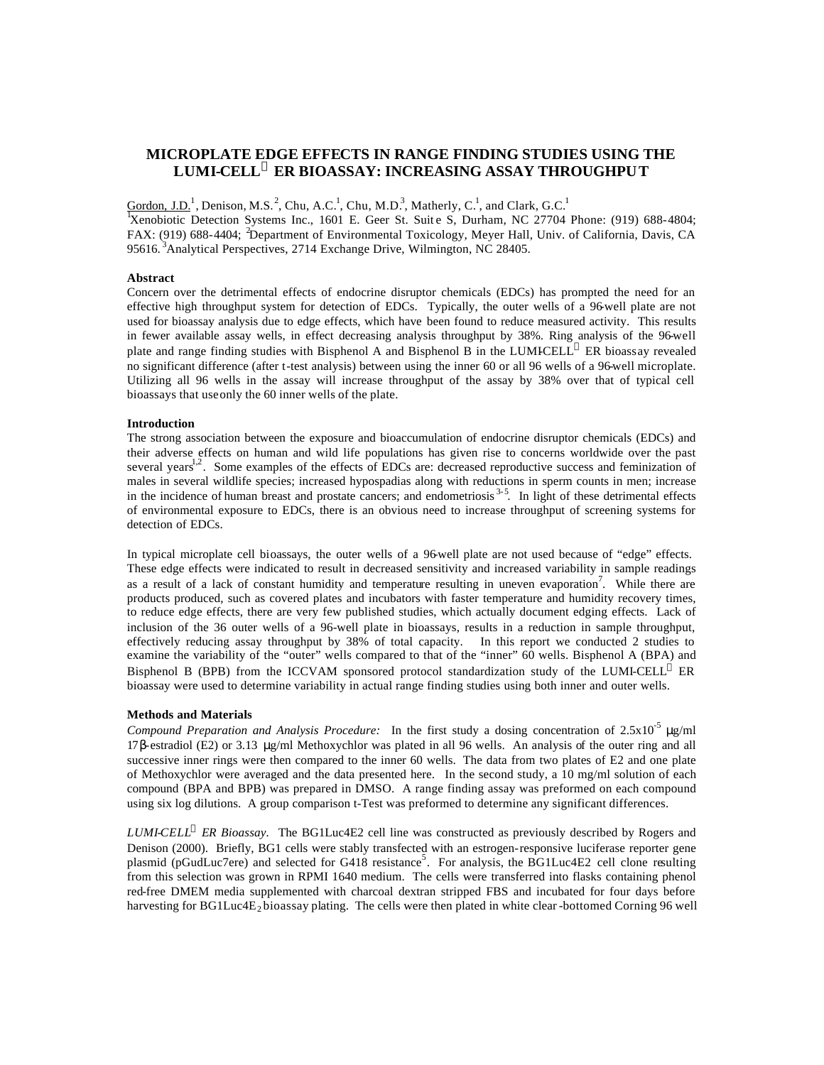# MICROPLATE EDGE EFFECTS IN RANGE FINDING STUDIES USING THE LUMI-CELL™ ER BIOASSAY: INCREASING ASSAY THROUGHPUT

Gordon, J.D.[1], Denison, M.S.[2], Chu, A.C.[1], Chu, M.D.[3], Matherly, C.[1], and Clark, G.C.[1]

[1]Xenobiotic Detection Systems Inc., 1601 E. Geer St. Suite S, Durham, NC 27704 Phone: (919) 688-4804; FAX: (919) 688-4404; [2]Department of Environmental Toxicology, Meyer Hall, Univ. of California, Davis, CA 95616. [3]Analytical Perspectives, 2714 Exchange Drive, Wilmington, NC 28405.

### Abstract

Concern over the detrimental effects of endocrine disruptor chemicals (EDCs) has prompted the need for an effective high throughput system for detection of EDCs. Typically, the outer wells of a 96-well plate are not used for bioassay analysis due to edge effects, which have been found to reduce measured activity. This results in fewer available assay wells, in effect decreasing analysis throughput by 38%. Ring analysis of the 96-well plate and range finding studies with Bisphenol A and Bisphenol B in the LUMI-CELL™ ER bioassay revealed no significant difference (after t-test analysis) between using the inner 60 or all 96 wells of a 96-well microplate. Utilizing all 96 wells in the assay will increase throughput of the assay by 38% over that of typical cell bioassays that use only the 60 inner wells of the plate.

### Introduction

The strong association between the exposure and bioaccumulation of endocrine disruptor chemicals (EDCs) and their adverse effects on human and wild life populations has given rise to concerns worldwide over the past several years[1,2]. Some examples of the effects of EDCs are: decreased reproductive success and feminization of males in several wildlife species; increased hypospadias along with reductions in sperm counts in men; increase in the incidence of human breast and prostate cancers; and endometriosis [3-5]. In light of these detrimental effects of environmental exposure to EDCs, there is an obvious need to increase throughput of screening systems for detection of EDCs.

In typical microplate cell bioassays, the outer wells of a 96-well plate are not used because of "edge" effects. These edge effects were indicated to result in decreased sensitivity and increased variability in sample readings as a result of a lack of constant humidity and temperature resulting in uneven evaporation[7]. While there are products produced, such as covered plates and incubators with faster temperature and humidity recovery times, to reduce edge effects, there are very few published studies, which actually document edging effects. Lack of inclusion of the 36 outer wells of a 96-well plate in bioassays, results in a reduction in sample throughput, effectively reducing assay throughput by 38% of total capacity. In this report we conducted 2 studies to examine the variability of the "outer" wells compared to that of the "inner" 60 wells. Bisphenol A (BPA) and Bisphenol B (BPB) from the ICCVAM sponsored protocol standardization study of the LUMI-CELL™ ER bioassay were used to determine variability in actual range finding studies using both inner and outer wells.

### Methods and Materials

*Compound Preparation and Analysis Procedure:* In the first study a dosing concentration of $2.5 \times 10^{-5}$ μg/ml 17β-estradiol (E2) or 3.13 μg/ml Methoxychlor was plated in all 96 wells. An analysis of the outer ring and all successive inner rings were then compared to the inner 60 wells. The data from two plates of E2 and one plate of Methoxychlor were averaged and the data presented here. In the second study, a 10 mg/ml solution of each compound (BPA and BPB) was prepared in DMSO. A range finding assay was preformed on each compound using six log dilutions. A group comparison t-Test was preformed to determine any significant differences.

*LUMI-CELL™ ER Bioassay.* The BG1Luc4E2 cell line was constructed as previously described by Rogers and Denison (2000). Briefly, BG1 cells were stably transfected with an estrogen-responsive luciferase reporter gene plasmid (pGudLuc7ere) and selected for G418 resistance[5]. For analysis, the BG1Luc4E2 cell clone resulting from this selection was grown in RPMI 1640 medium. The cells were transferred into flasks containing phenol red-free DMEM media supplemented with charcoal dextran stripped FBS and incubated for four days before harvesting for $BG1Luc4E_2$ bioassay plating. The cells were then plated in white clear-bottomed Corning 96 well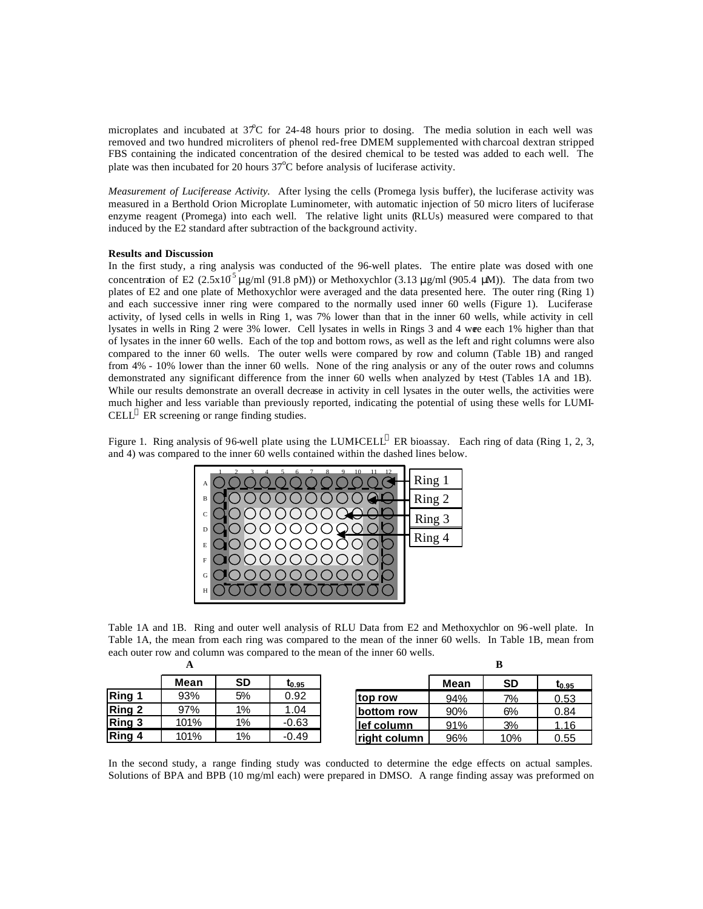microplates and incubated at 37°C for 24-48 hours prior to dosing. The media solution in each well was removed and two hundred microliters of phenol red-free DMEM supplemented with charcoal dextran stripped FBS containing the indicated concentration of the desired chemical to be tested was added to each well. The plate was then incubated for 20 hours 37°C before analysis of luciferase activity.

*Measurement of Luciferase Activity.* After lysing the cells (Promega lysis buffer), the luciferase activity was measured in a Berthold Orion Microplate Luminometer, with automatic injection of 50 micro liters of luciferase enzyme reagent (Promega) into each well. The relative light units (RLUs) measured were compared to that induced by the E2 standard after subtraction of the background activity.

**Results and Discussion**

In the first study, a ring analysis was conducted of the 96-well plates. The entire plate was dosed with one concentration of E2 ($2.5x10^{-5}$ μg/ml (91.8 pM)) or Methoxychlor (3.13 μg/ml (905.4 μM)). The data from two plates of E2 and one plate of Methoxychlor were averaged and the data presented here. The outer ring (Ring 1) and each successive inner ring were compared to the normally used inner 60 wells (Figure 1). Luciferase activity, of lysed cells in wells in Ring 1, was 7% lower than that in the inner 60 wells, while activity in cell lysates in wells in Ring 2 were 3% lower. Cell lysates in wells in Rings 3 and 4 were each 1% higher than that of lysates in the inner 60 wells. Each of the top and bottom rows, as well as the left and right columns were also compared to the inner 60 wells. The outer wells were compared by row and column (Table 1B) and ranged from 4% - 10% lower than the inner 60 wells. None of the ring analysis or any of the outer rows and columns demonstrated any significant difference from the inner 60 wells when analyzed by t-test (Tables 1A and 1B). While our results demonstrate an overall decrease in activity in cell lysates in the outer wells, the activities were much higher and less variable than previously reported, indicating the potential of using these wells for LUMI-CELL® ER screening or range finding studies.

Figure 1. Ring analysis of 96-well plate using the LUMI-CELL® ER bioassay. Each ring of data (Ring 1, 2, 3, and 4) was compared to the inner 60 wells contained within the dashed lines below.

Table 1A and 1B. Ring and outer well analysis of RLU Data from E2 and Methoxychlor on 96-well plate. In Table 1A, the mean from each ring was compared to the mean of the inner 60 wells. In Table 1B, mean from each outer row and column was compared to the mean of the inner 60 wells.

**A**

| | Mean | SD | $t_{0.95}$ |
|---|---|---|---|
| **Ring 1** | 93% | 5% | 0.92 |
| **Ring 2** | 97% | 1% | 1.04 |
| **Ring 3** | 101% | 1% | -0.63 |
| **Ring 4** | 101% | 1% | -0.49 |

**B**

| | Mean | SD | $t_{0.95}$ |
|---|---|---|---|
| **top row** | 94% | 7% | 0.53 |
| **bottom row** | 90% | 6% | 0.84 |
| **lef column** | 91% | 3% | 1.16 |
| **right column** | 96% | 10% | 0.55 |

In the second study, a range finding study was conducted to determine the edge effects on actual samples. Solutions of BPA and BPB (10 mg/ml each) were prepared in DMSO. A range finding assay was preformed on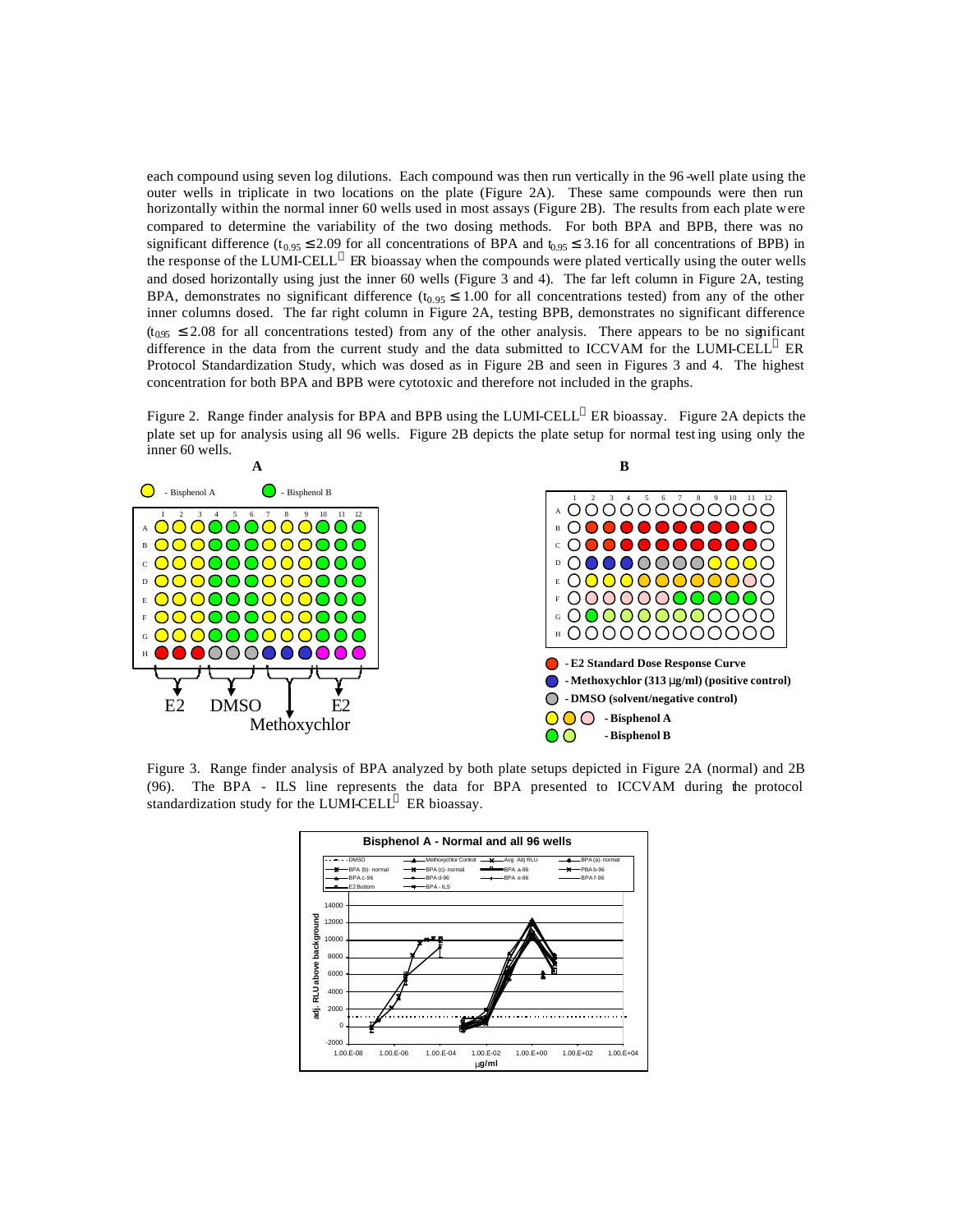each compound using seven log dilutions. Each compound was then run vertically in the 96-well plate using the outer wells in triplicate in two locations on the plate (Figure 2A). These same compounds were then run horizontally within the normal inner 60 wells used in most assays (Figure 2B). The results from each plate were compared to determine the variability of the two dosing methods. For both BPA and BPB, there was no significant difference ($t_{0.95} \leq 2.09$ for all concentrations of BPA and $t_{0.95} \leq 3.16$ for all concentrations of BPB) in the response of the LUMI-CELL™ ER bioassay when the compounds were plated vertically using the outer wells and dosed horizontally using just the inner 60 wells (Figure 3 and 4). The far left column in Figure 2A, testing BPA, demonstrates no significant difference ($t_{0.95} \leq 1.00$ for all concentrations tested) from any of the other inner columns dosed. The far right column in Figure 2A, testing BPB, demonstrates no significant difference ($t_{0.95} \leq 2.08$ for all concentrations tested) from any of the other analysis. There appears to be no significant difference in the data from the current study and the data submitted to ICCVAM for the LUMI-CELL™ ER Protocol Standardization Study, which was dosed as in Figure 2B and seen in Figures 3 and 4. The highest concentration for both BPA and BPB were cytotoxic and therefore not included in the graphs.

Figure 2. Range finder analysis for BPA and BPB using the LUMI-CELL™ ER bioassay. Figure 2A depicts the plate set up for analysis using all 96 wells. Figure 2B depicts the plate setup for normal testing using only the inner 60 wells.

Figure 3. Range finder analysis of BPA analyzed by both plate setups depicted in Figure 2A (normal) and 2B (96). The BPA - ILS line represents the data for BPA presented to ICCVAM during the protocol standardization study for the LUMI-CELL™ ER bioassay.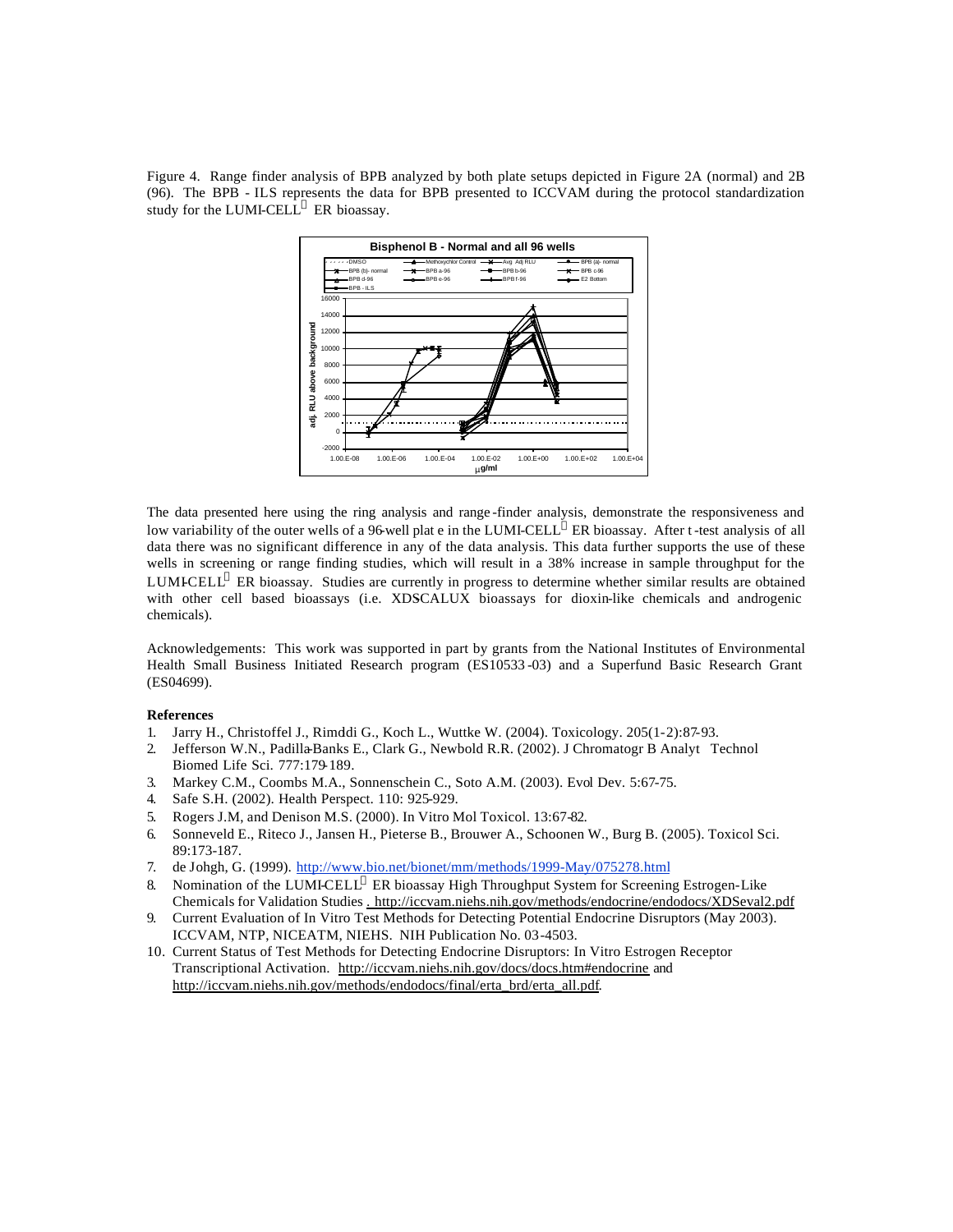Figure 4. Range finder analysis of BPB analyzed by both plate setups depicted in Figure 2A (normal) and 2B (96). The BPB - ILS represents the data for BPB presented to ICCVAM during the protocol standardization study for the LUMI-CELL® ER bioassay.

Bisphenol B - Normal and all 96 wells

DMSO
Methoxychlor Control
Avg Adj RLU
BPB (a)- normal
BPB (b)- normal
BPB a-96
BPB b-96
BPB c-96
BPB d-96
BPB e-96
BPB f-96
E2 Bottom
BPB - ILS

adj. RLU above background

16000
14000
12000
10000
8000
6000
4000
2000
0
-2000

1.00.E-08
1.00.E-06
1.00.E-04
1.00.E-02
1.00.E+00
1.00.E+02
1.00.E+04

μg/ml

The data presented here using the ring analysis and range-finder analysis, demonstrate the responsiveness and low variability of the outer wells of a 96-well plate in the LUMI-CELL® ER bioassay. After t-test analysis of all data there was no significant difference in any of the data analysis. This data further supports the use of these wells in screening or range finding studies, which will result in a 38% increase in sample throughput for the LUMI-CELL® ER bioassay. Studies are currently in progress to determine whether similar results are obtained with other cell based bioassays (i.e. XDSCALUX bioassays for dioxin-like chemicals and androgenic chemicals).

Acknowledgements: This work was supported in part by grants from the National Institutes of Environmental Health Small Business Initiated Research program (ES10533-03) and a Superfund Basic Research Grant (ES04699).

**References**

1. Jarry H., Christoffel J., Rimddi G., Koch L., Wuttke W. (2004). Toxicology. 205(1-2):87-93.
2. Jefferson W.N., Padilla-Banks E., Clark G., Newbold R.R. (2002). J Chromatogr B Analyt Technol Biomed Life Sci. 777:179-189.
3. Markey C.M., Coombs M.A., Sonnenschein C., Soto A.M. (2003). Evol Dev. 5:67-75.
4. Safe S.H. (2002). Health Perspect. 110: 925-929.
5. Rogers J.M, and Denison M.S. (2000). In Vitro Mol Toxicol. 13:67-82.
6. Sonneveld E., Riteco J., Jansen H., Pieterse B., Brouwer A., Schoonen W., Burg B. (2005). Toxicol Sci. 89:173-187.
7. de Johgh, G. (1999). http://www.bio.net/bionet/mm/methods/1999-May/075278.html
8. Nomination of the LUMI-CELL® ER bioassay High Throughput System for Screening Estrogen-Like Chemicals for Validation Studies . http://iccvam.niehs.nih.gov/methods/endocrine/endodocs/XDSeval2.pdf
9. Current Evaluation of In Vitro Test Methods for Detecting Potential Endocrine Disruptors (May 2003). ICCVAM, NTP, NICEATM, NIEHS. NIH Publication No. 03-4503.
10. Current Status of Test Methods for Detecting Endocrine Disruptors: In Vitro Estrogen Receptor Transcriptional Activation. http://iccvam.niehs.nih.gov/docs/docs.htm#endocrine and http://iccvam.niehs.nih.gov/methods/endodocs/final/erta_brd/erta_all.pdf.